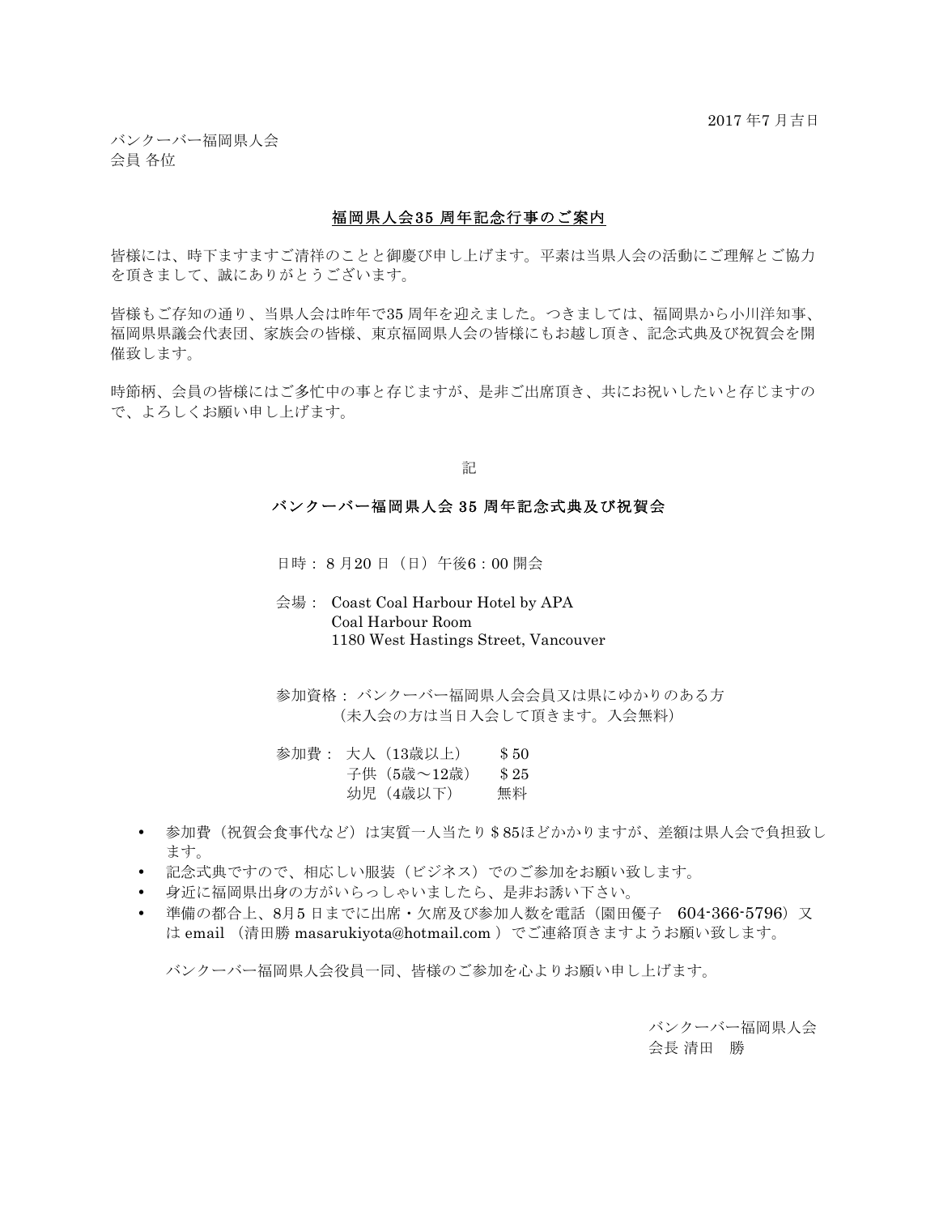2017 年7 月吉日

バンクーバー福岡県人会
会員 各位

## 福岡県人会35 周年記念行事のご案内

皆様には、時下ますますご清祥のことと御慶び申し上げます。平素は当県人会の活動にご理解とご協力を頂きまして、誠にありがとうございます。

皆様もご存知の通り、当県人会は昨年で35 周年を迎えました。つきましては、福岡県から小川洋知事、福岡県県議会代表団、家族会の皆様、東京福岡県人会の皆様にもお越し頂き、記念式典及び祝賀会を開催致します。

時節柄、会員の皆様にはご多忙中の事と存じますが、是非ご出席頂き、共にお祝いしたいと存じますので、よろしくお願い申し上げます。

記

### バンクーバー福岡県人会 35 周年記念式典及び祝賀会

日時： 8 月20 日（日）午後6：00 開会

会場： Coast Coal Harbour Hotel by APA
Coal Harbour Room
1180 West Hastings Street, Vancouver

参加資格： バンクーバー福岡県人会会員又は県にゆかりのある方
（未入会の方は当日入会して頂きます。入会無料）

参加費： 大人（13歳以上） ＄50
子供（5歳～12歳） ＄25
幼児（4歳以下） 無料

- 参加費（祝賀会食事代など）は実質一人当たり＄85ほどかかりますが、差額は県人会で負担致します。
- 記念式典ですので、相応しい服装（ビジネス）でのご参加をお願い致します。
- 身近に福岡県出身の方がいらっしゃいましたら、是非お誘い下さい。
- 準備の都合上、8月5 日までに出席・欠席及び参加人数を電話（園田優子 604-366-5796）又は email （清田勝 masarukiyota@hotmail.com ）でご連絡頂きますようお願い致します。

バンクーバー福岡県人会役員一同、皆様のご参加を心よりお願い申し上げます。

バンクーバー福岡県人会
会長 清田 勝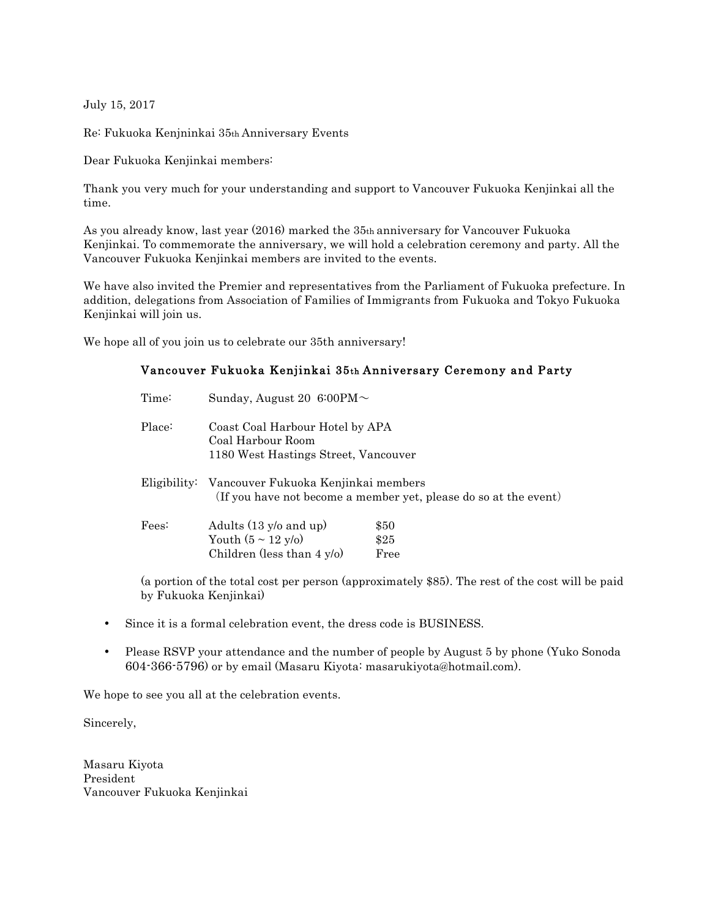July 15, 2017

Re: Fukuoka Kenjninkai 35th Anniversary Events

Dear Fukuoka Kenjinkai members:

Thank you very much for your understanding and support to Vancouver Fukuoka Kenjinkai all the time.

As you already know, last year (2016) marked the 35th anniversary for Vancouver Fukuoka Kenjinkai. To commemorate the anniversary, we will hold a celebration ceremony and party. All the Vancouver Fukuoka Kenjinkai members are invited to the events.

We have also invited the Premier and representatives from the Parliament of Fukuoka prefecture. In addition, delegations from Association of Families of Immigrants from Fukuoka and Tokyo Fukuoka Kenjinkai will join us.

We hope all of you join us to celebrate our 35th anniversary!

## Vancouver Fukuoka Kenjinkai 35th Anniversary Ceremony and Party

Time: Sunday, August 20 6:00PM～

Place: Coast Coal Harbour Hotel by APA
Coal Harbour Room
1180 West Hastings Street, Vancouver

Eligibility: Vancouver Fukuoka Kenjinkai members
(If you have not become a member yet, please do so at the event)

| | | |
|---|---|---|
| Fees: | Adults (13 y/o and up) | $50 |
| | Youth (5 ~ 12 y/o) | $25 |
| | Children (less than 4 y/o) | Free |

(a portion of the total cost per person (approximately $85). The rest of the cost will be paid by Fukuoka Kenjinkai)

- Since it is a formal celebration event, the dress code is BUSINESS.
- Please RSVP your attendance and the number of people by August 5 by phone (Yuko Sonoda 604-366-5796) or by email (Masaru Kiyota: masarukiyota@hotmail.com).

We hope to see you all at the celebration events.

Sincerely,

Masaru Kiyota
President
Vancouver Fukuoka Kenjinkai